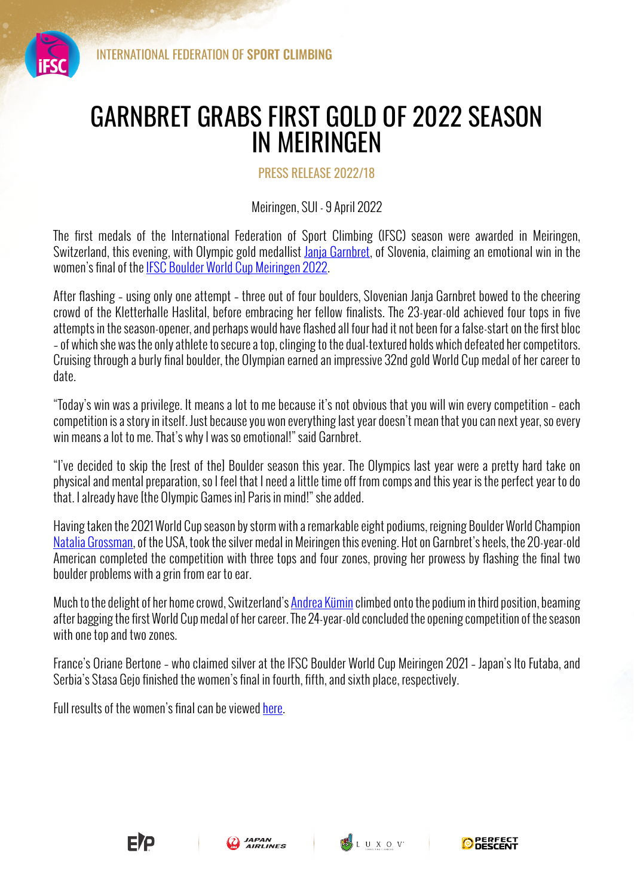INTERNATIONAL FEDERATION OF SPORT CLIMBING

# GARNBRET GRABS FIRST GOLD OF 2022 SEASON IN MEIRINGEN

PRESS RELEASE 2022/18

Meiringen, SUI - 9 April 2022

The first medals of the International Federation of Sport Climbing (IFSC) season were awarded in Meiringen, Switzerland, this evening, with Olympic gold medallist Janja Garnbret, of Slovenia, claiming an emotional win in the women's final of the IFSC Boulder World Cup Meiringen 2022.

After flashing – using only one attempt – three out of four boulders, Slovenian Janja Garnbret bowed to the cheering crowd of the Kletterhalle Haslital, before embracing her fellow finalists. The 23-year-old achieved four tops in five attempts in the season-opener, and perhaps would have flashed all four had it not been for a false-start on the first bloc – of which she was the only athlete to secure a top, clinging to the dual-textured holds which defeated her competitors. Cruising through a burly final boulder, the Olympian earned an impressive 32nd gold World Cup medal of her career to date.

"Today's win was a privilege. It means a lot to me because it's not obvious that you will win every competition – each competition is a story in itself. Just because you won everything last year doesn't mean that you can next year, so every win means a lot to me. That's why I was so emotional!" said Garnbret.

"I've decided to skip the [rest of the] Boulder season this year. The Olympics last year were a pretty hard take on physical and mental preparation, so I feel that I need a little time off from comps and this year is the perfect year to do that. I already have [the Olympic Games in] Paris in mind!" she added.

Having taken the 2021 World Cup season by storm with a remarkable eight podiums, reigning Boulder World Champion Natalia Grossman, of the USA, took the silver medal in Meiringen this evening. Hot on Garnbret's heels, the 20-year-old American completed the competition with three tops and four zones, proving her prowess by flashing the final two boulder problems with a grin from ear to ear.

Much to the delight of her home crowd, Switzerland's Andrea Kümin climbed onto the podium in third position, beaming after bagging the first World Cup medal of her career. The 24-year-old concluded the opening competition of the season with one top and two zones.

France's Oriane Bertone – who claimed silver at the IFSC Boulder World Cup Meiringen 2021 – Japan's Ito Futaba, and Serbia's Stasa Gejo finished the women's final in fourth, fifth, and sixth place, respectively.

Full results of the women's final can be viewed here.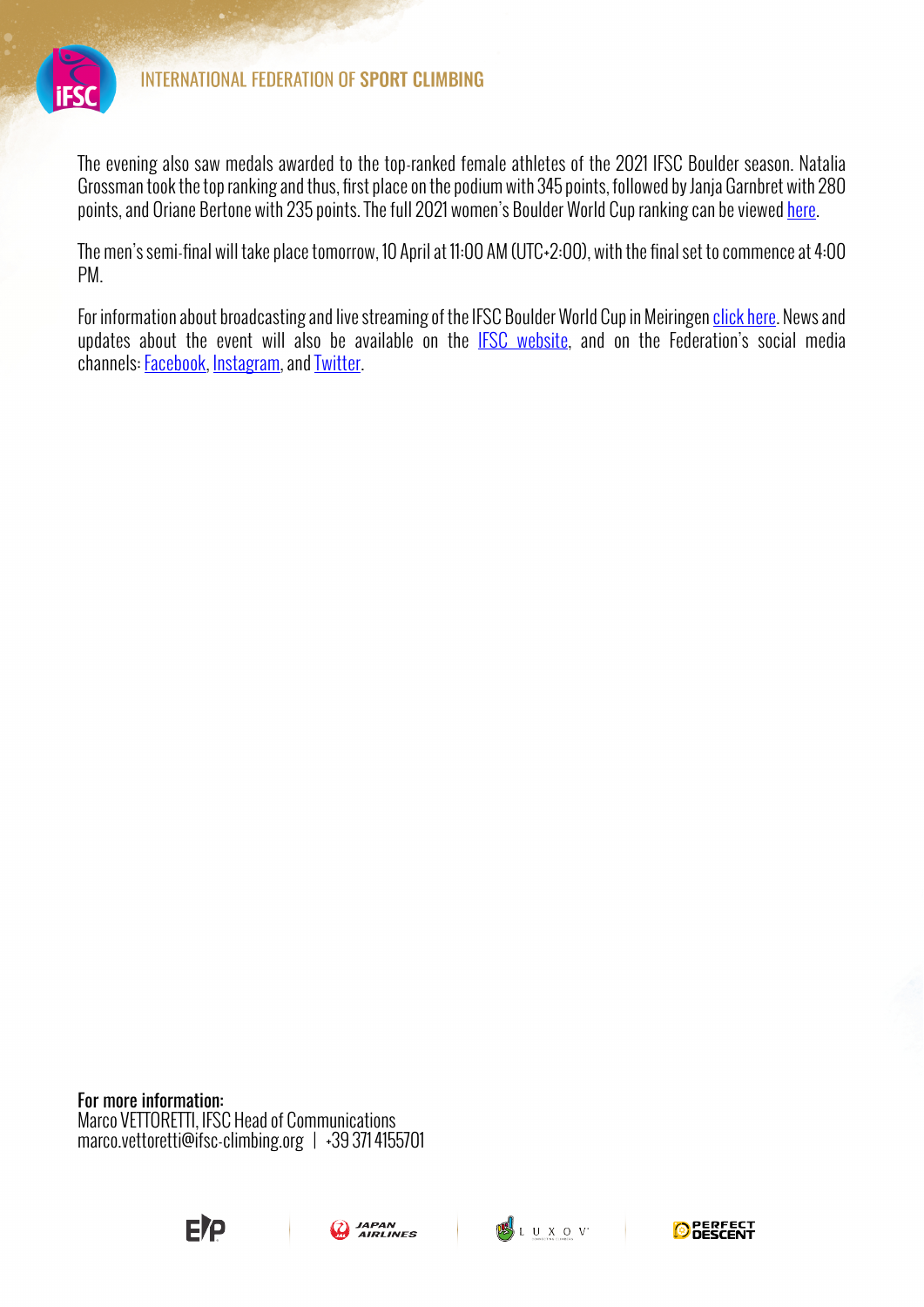The evening also saw medals awarded to the top-ranked female athletes of the 2021 IFSC Boulder season. Natalia Grossman took the top ranking and thus, first place on the podium with 345 points, followed by Janja Garnbret with 280 points, and Oriane Bertone with 235 points. The full 2021 women's Boulder World Cup ranking can be viewed here.

The men's semi-final will take place tomorrow, 10 April at 11:00 AM (UTC+2:00), with the final set to commence at 4:00 PM.

For information about broadcasting and live streaming of the IFSC Boulder World Cup in Meiringen click here. News and updates about the event will also be available on the IFSC website, and on the Federation's social media channels: Facebook, Instagram, and Twitter.

**For more information:**
Marco VETTORETTI, IFSC Head of Communications
marco.vettoretti@ifsc-climbing.org | +39 371 4155701